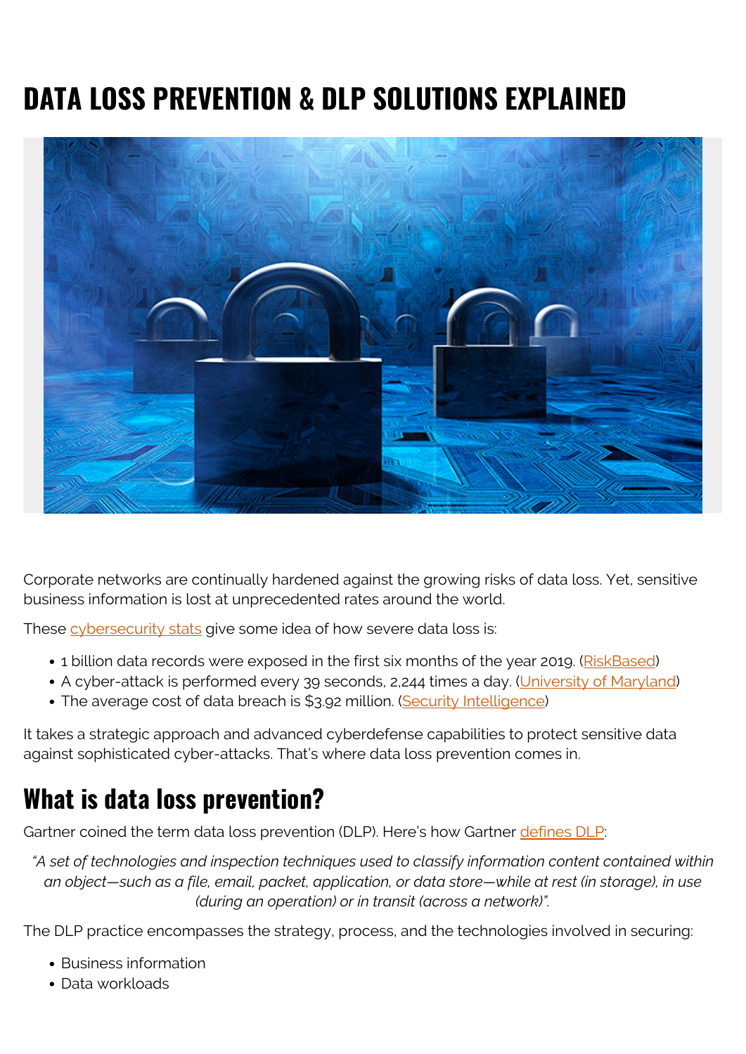# DATA LOSS PREVENTION & DLP SOLUTIONS EXPLAINED

Corporate networks are continually hardened against the growing risks of data loss. Yet, sensitive business information is lost at unprecedented rates around the world.

These cybersecurity stats give some idea of how severe data loss is:

- 1 billion data records were exposed in the first six months of the year 2019. (RiskBased)
- A cyber-attack is performed every 39 seconds, 2,244 times a day. (University of Maryland)
- The average cost of data breach is $3.92 million. (Security Intelligence)

It takes a strategic approach and advanced cyberdefense capabilities to protect sensitive data against sophisticated cyber-attacks. That's where data loss prevention comes in.

## What is data loss prevention?

Gartner coined the term data loss prevention (DLP). Here's how Gartner defines DLP:

> *"A set of technologies and inspection techniques used to classify information content contained within an object—such as a file, email, packet, application, or data store—while at rest (in storage), in use (during an operation) or in transit (across a network)".*

The DLP practice encompasses the strategy, process, and the technologies involved in securing:

- Business information
- Data workloads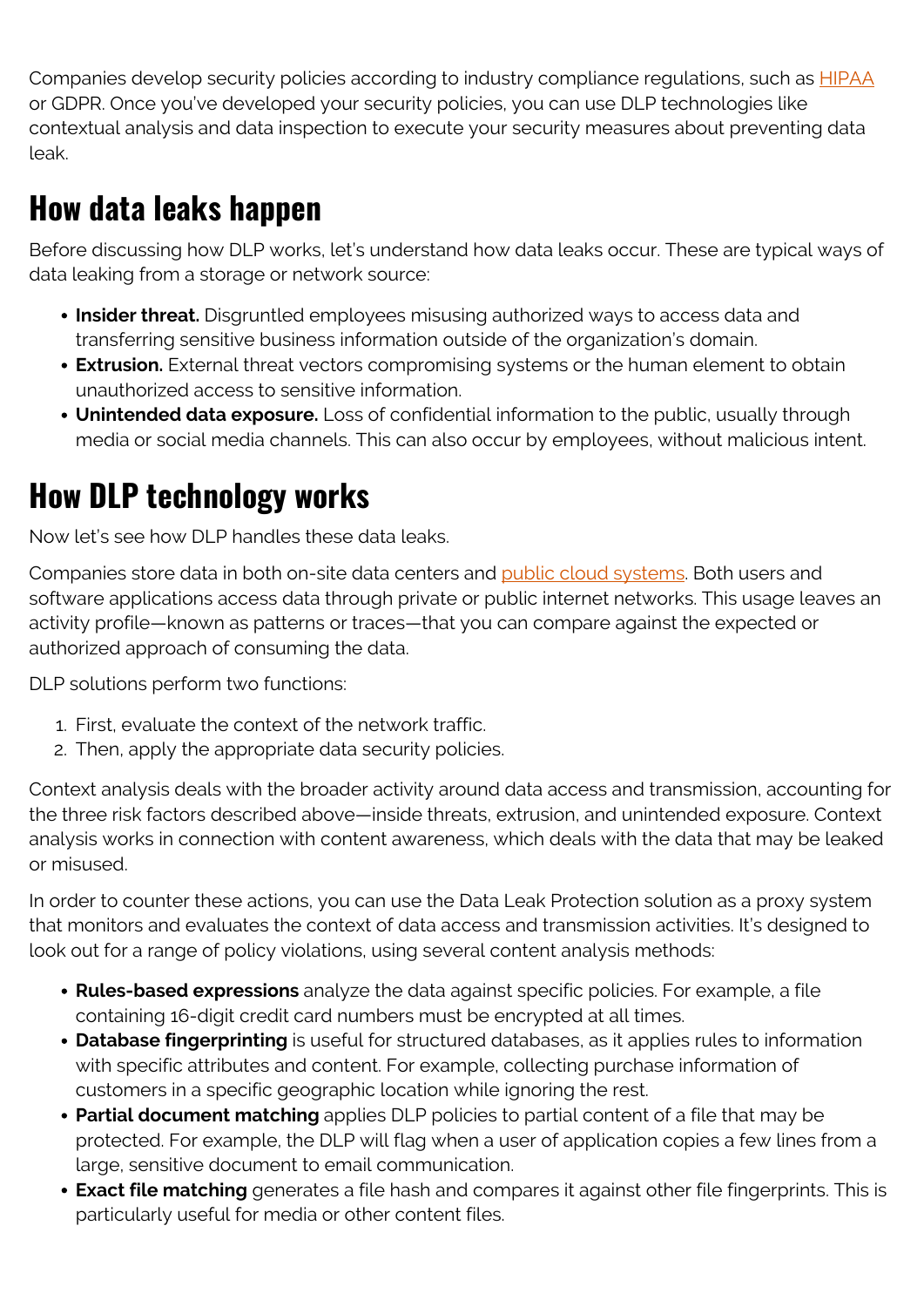Companies develop security policies according to industry compliance regulations, such as HIPAA or GDPR. Once you've developed your security policies, you can use DLP technologies like contextual analysis and data inspection to execute your security measures about preventing data leak.

## How data leaks happen

Before discussing how DLP works, let's understand how data leaks occur. These are typical ways of data leaking from a storage or network source:

- **Insider threat.** Disgruntled employees misusing authorized ways to access data and transferring sensitive business information outside of the organization's domain.
- **Extrusion.** External threat vectors compromising systems or the human element to obtain unauthorized access to sensitive information.
- **Unintended data exposure.** Loss of confidential information to the public, usually through media or social media channels. This can also occur by employees, without malicious intent.

## How DLP technology works

Now let's see how DLP handles these data leaks.

Companies store data in both on-site data centers and public cloud systems. Both users and software applications access data through private or public internet networks. This usage leaves an activity profile—known as patterns or traces—that you can compare against the expected or authorized approach of consuming the data.

DLP solutions perform two functions:

1. First, evaluate the context of the network traffic.
2. Then, apply the appropriate data security policies.

Context analysis deals with the broader activity around data access and transmission, accounting for the three risk factors described above—inside threats, extrusion, and unintended exposure. Context analysis works in connection with content awareness, which deals with the data that may be leaked or misused.

In order to counter these actions, you can use the Data Leak Protection solution as a proxy system that monitors and evaluates the context of data access and transmission activities. It's designed to look out for a range of policy violations, using several content analysis methods:

- **Rules-based expressions** analyze the data against specific policies. For example, a file containing 16-digit credit card numbers must be encrypted at all times.
- **Database fingerprinting** is useful for structured databases, as it applies rules to information with specific attributes and content. For example, collecting purchase information of customers in a specific geographic location while ignoring the rest.
- **Partial document matching** applies DLP policies to partial content of a file that may be protected. For example, the DLP will flag when a user of application copies a few lines from a large, sensitive document to email communication.
- **Exact file matching** generates a file hash and compares it against other file fingerprints. This is particularly useful for media or other content files.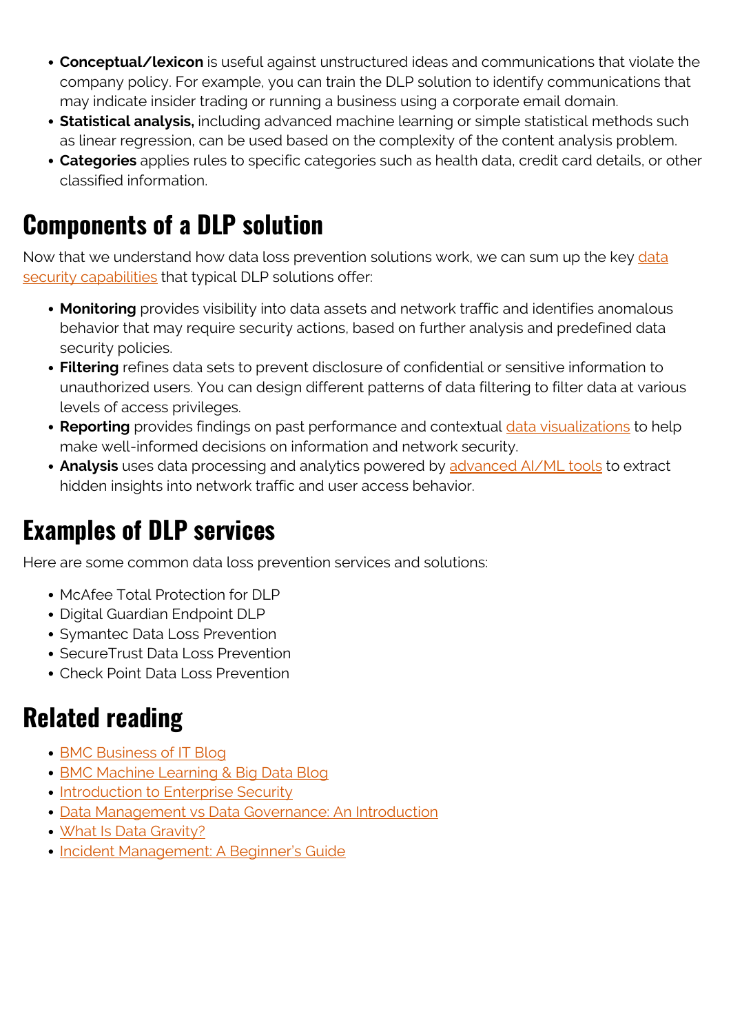- **Conceptual/lexicon** is useful against unstructured ideas and communications that violate the company policy. For example, you can train the DLP solution to identify communications that may indicate insider trading or running a business using a corporate email domain.
- **Statistical analysis,** including advanced machine learning or simple statistical methods such as linear regression, can be used based on the complexity of the content analysis problem.
- **Categories** applies rules to specific categories such as health data, credit card details, or other classified information.

## Components of a DLP solution

Now that we understand how data loss prevention solutions work, we can sum up the key data security capabilities that typical DLP solutions offer:

- **Monitoring** provides visibility into data assets and network traffic and identifies anomalous behavior that may require security actions, based on further analysis and predefined data security policies.
- **Filtering** refines data sets to prevent disclosure of confidential or sensitive information to unauthorized users. You can design different patterns of data filtering to filter data at various levels of access privileges.
- **Reporting** provides findings on past performance and contextual data visualizations to help make well-informed decisions on information and network security.
- **Analysis** uses data processing and analytics powered by advanced AI/ML tools to extract hidden insights into network traffic and user access behavior.

## Examples of DLP services

Here are some common data loss prevention services and solutions:

- McAfee Total Protection for DLP
- Digital Guardian Endpoint DLP
- Symantec Data Loss Prevention
- SecureTrust Data Loss Prevention
- Check Point Data Loss Prevention

## Related reading

- BMC Business of IT Blog
- BMC Machine Learning & Big Data Blog
- Introduction to Enterprise Security
- Data Management vs Data Governance: An Introduction
- What Is Data Gravity?
- Incident Management: A Beginner's Guide